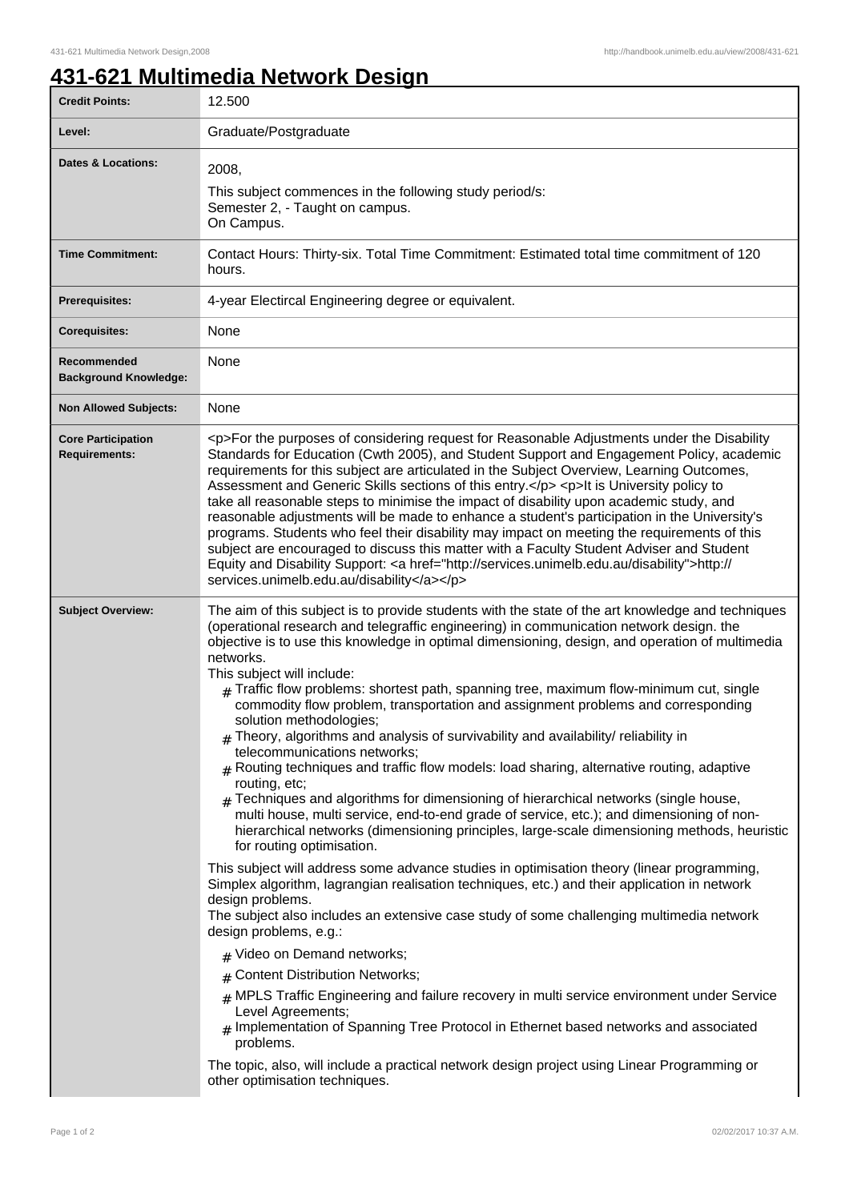# 431-621 Multimedia Network Design

| | |
|---|---|
| **Credit Points:** | 12.500 |
| **Level:** | Graduate/Postgraduate |
| **Dates & Locations:** | 2008,<br>This subject commences in the following study period/s:<br>Semester 2, - Taught on campus.<br>On Campus. |
| **Time Commitment:** | Contact Hours: Thirty-six. Total Time Commitment: Estimated total time commitment of 120 hours. |
| **Prerequisites:** | 4-year Electircal Engineering degree or equivalent. |
| **Corequisites:** | None |
| **Recommended Background Knowledge:** | None |
| **Non Allowed Subjects:** | None |
| **Core Participation Requirements:** | <p>For the purposes of considering request for Reasonable Adjustments under the Disability Standards for Education (Cwth 2005), and Student Support and Engagement Policy, academic requirements for this subject are articulated in the Subject Overview, Learning Outcomes, Assessment and Generic Skills sections of this entry.</p> <p>It is University policy to take all reasonable steps to minimise the impact of disability upon academic study, and reasonable adjustments will be made to enhance a student's participation in the University's programs. Students who feel their disability may impact on meeting the requirements of this subject are encouraged to discuss this matter with a Faculty Student Adviser and Student Equity and Disability Support: <a href="http://services.unimelb.edu.au/disability">http://services.unimelb.edu.au/disability</a></p> |
| **Subject Overview:** | The aim of this subject is to provide students with the state of the art knowledge and techniques (operational research and telegraffic engineering) in communication network design. the objective is to use this knowledge in optimal dimensioning, design, and operation of multimedia networks.<br>This subject will include:<br># Traffic flow problems: shortest path, spanning tree, maximum flow-minimum cut, single commodity flow problem, transportation and assignment problems and corresponding solution methodologies;<br># Theory, algorithms and analysis of survivability and availability/ reliability in telecommunications networks;<br># Routing techniques and traffic flow models: load sharing, alternative routing, adaptive routing, etc;<br># Techniques and algorithms for dimensioning of hierarchical networks (single house, multi house, multi service, end-to-end grade of service, etc.); and dimensioning of non-hierarchical networks (dimensioning principles, large-scale dimensioning methods, heuristic for routing optimisation.<br><br>This subject will address some advance studies in optimisation theory (linear programming, Simplex algorithm, lagrangian realisation techniques, etc.) and their application in network design problems.<br>The subject also includes an extensive case study of some challenging multimedia network design problems, e.g.:<br># Video on Demand networks;<br># Content Distribution Networks;<br># MPLS Traffic Engineering and failure recovery in multi service environment under Service Level Agreements;<br># Implementation of Spanning Tree Protocol in Ethernet based networks and associated problems.<br><br>The topic, also, will include a practical network design project using Linear Programming or other optimisation techniques. |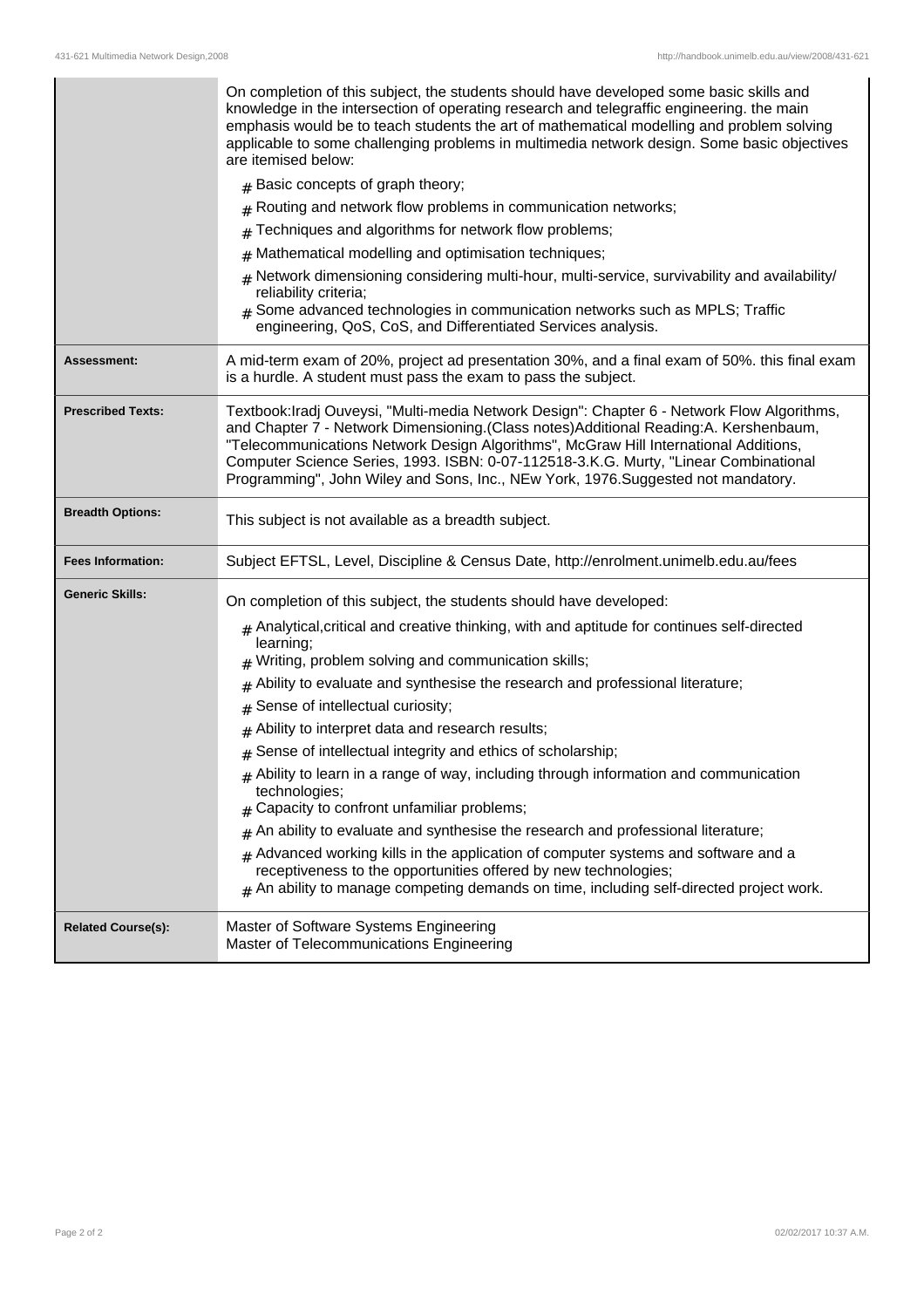| | |
|---|---|
| | On completion of this subject, the students should have developed some basic skills and knowledge in the intersection of operating research and telegraffic engineering. the main emphasis would be to teach students the art of mathematical modelling and problem solving applicable to some challenging problems in multimedia network design. Some basic objectives are itemised below:<br># Basic concepts of graph theory;<br># Routing and network flow problems in communication networks;<br># Techniques and algorithms for network flow problems;<br># Mathematical modelling and optimisation techniques;<br># Network dimensioning considering multi-hour, multi-service, survivability and availability/ reliability criteria;<br># Some advanced technologies in communication networks such as MPLS; Traffic engineering, QoS, CoS, and Differentiated Services analysis. |
| **Assessment:** | A mid-term exam of 20%, project ad presentation 30%, and a final exam of 50%. this final exam is a hurdle. A student must pass the exam to pass the subject. |
| **Prescribed Texts:** | Textbook:Iradj Ouveysi, "Multi-media Network Design": Chapter 6 - Network Flow Algorithms, and Chapter 7 - Network Dimensioning.(Class notes)Additional Reading:A. Kershenbaum, "Telecommunications Network Design Algorithms", McGraw Hill International Additions, Computer Science Series, 1993. ISBN: 0-07-112518-3.K.G. Murty, "Linear Combinational Programming", John Wiley and Sons, Inc., NEw York, 1976.Suggested not mandatory. |
| **Breadth Options:** | This subject is not available as a breadth subject. |
| **Fees Information:** | Subject EFTSL, Level, Discipline & Census Date, http://enrolment.unimelb.edu.au/fees |
| **Generic Skills:** | On completion of this subject, the students should have developed:<br># Analytical,critical and creative thinking, with and aptitude for continues self-directed learning;<br># Writing, problem solving and communication skills;<br># Ability to evaluate and synthesise the research and professional literature;<br># Sense of intellectual curiosity;<br># Ability to interpret data and research results;<br># Sense of intellectual integrity and ethics of scholarship;<br># Ability to learn in a range of way, including through information and communication technologies;<br># Capacity to confront unfamiliar problems;<br># An ability to evaluate and synthesise the research and professional literature;<br># Advanced working kills in the application of computer systems and software and a receptiveness to the opportunities offered by new technologies;<br># An ability to manage competing demands on time, including self-directed project work. |
| **Related Course(s):** | Master of Software Systems Engineering<br>Master of Telecommunications Engineering |